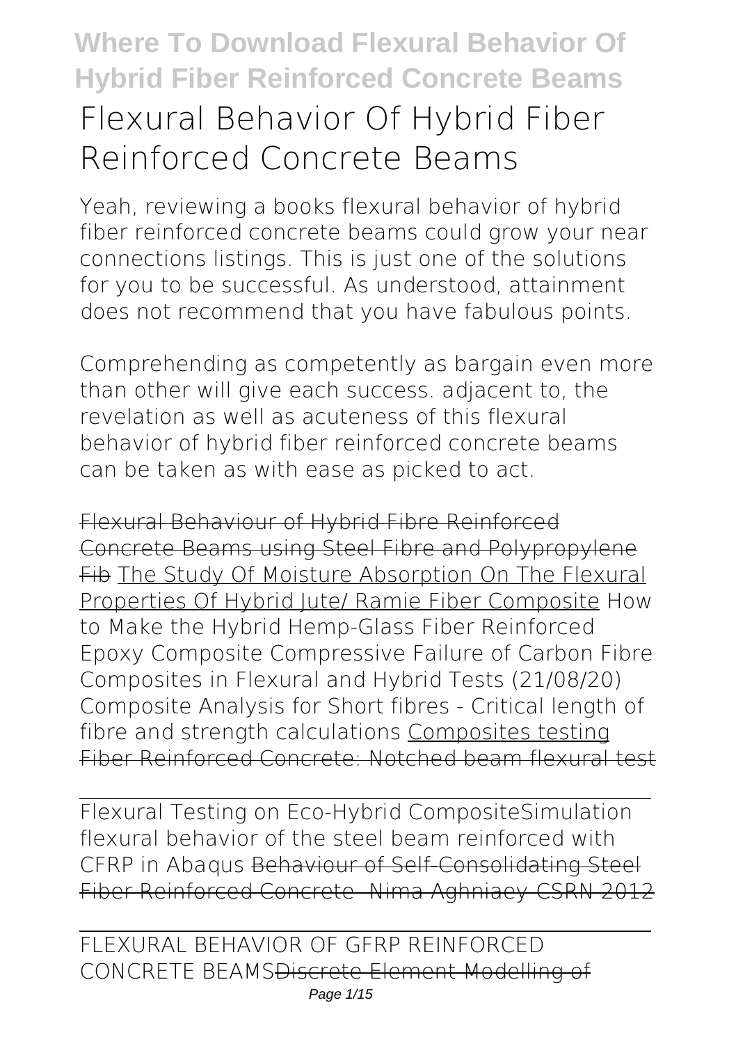# Flexural Behavior Of Hybrid Fiber Reinforced Concrete Beams

Yeah, reviewing a books flexural behavior of hybrid fiber reinforced concrete beams could grow your near connections listings. This is just one of the solutions for you to be successful. As understood, attainment does not recommend that you have fabulous points.

Comprehending as competently as bargain even more than other will give each success. adjacent to, the revelation as well as acuteness of this flexural behavior of hybrid fiber reinforced concrete beams can be taken as with ease as picked to act.

~~Flexural Behaviour of Hybrid Fibre Reinforced Concrete Beams using Steel Fibre and Polypropylene Fib~~ The Study Of Moisture Absorption On The Flexural Properties Of Hybrid Jute/ Ramie Fiber Composite **How to Make the Hybrid Hemp-Glass Fiber Reinforced Epoxy Composite Compressive Failure of Carbon Fibre Composites in Flexural and Hybrid Tests (21/08/20) Composite Analysis for Short fibres - Critical length of fibre and strength calculations** Composites testing ~~Fiber Reinforced Concrete: Notched beam flexural test~~

Flexural Testing on Eco-Hybrid Composite**Simulation flexural behavior of the steel beam reinforced with CFRP in Abaqus** ~~Behaviour of Self-Consolidating Steel Fiber Reinforced Concrete- Nima Aghniaey CSRN 2012~~

FLEXURAL BEHAVIOR OF GFRP REINFORCED CONCRETE BEAMS~~Discrete Element Modelling of~~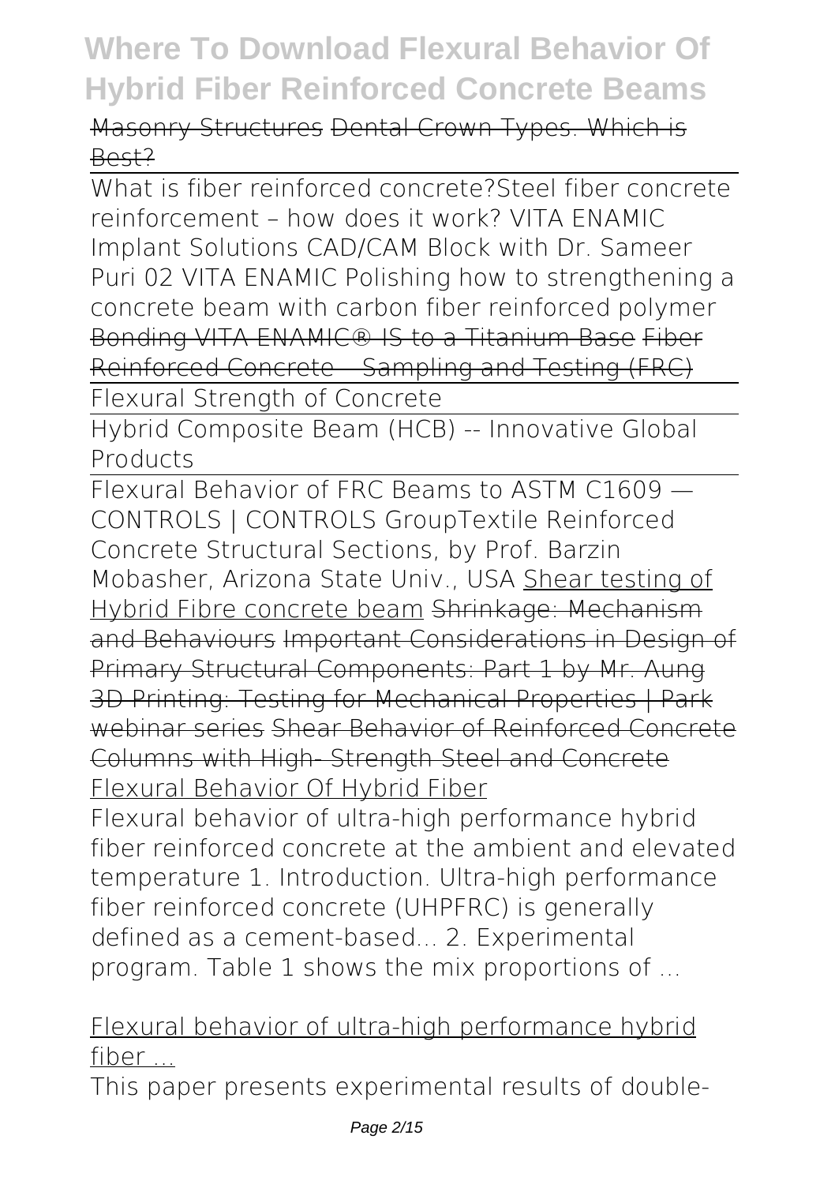Masonry Structures ~~Dental Crown Types. Which is Best?~~

What is fiber reinforced concrete?Steel fiber concrete reinforcement – how does it work? VITA ENAMIC Implant Solutions CAD/CAM Block with Dr. Sameer Puri 02 VITA ENAMIC Polishing how to strengthening a concrete beam with carbon fiber reinforced polymer ~~Bonding VITA ENAMIC® IS to a Titanium Base~~ ~~Fiber Reinforced Concrete – Sampling and Testing (FRC)~~

Flexural Strength of Concrete

Hybrid Composite Beam (HCB) -- Innovative Global Products

Flexural Behavior of FRC Beams to ASTM C1609 — CONTROLS | CONTROLS GroupTextile Reinforced Concrete Structural Sections, by Prof. Barzin Mobasher, Arizona State Univ., USA Shear testing of Hybrid Fibre concrete beam ~~Shrinkage: Mechanism and Behaviours~~ ~~Important Considerations in Design of Primary Structural Components: Part 1 by Mr. Aung~~ ~~3D Printing: Testing for Mechanical Properties | Park webinar series~~ ~~Shear Behavior of Reinforced Concrete Columns with High- Strength Steel and Concrete~~ Flexural Behavior Of Hybrid Fiber

Flexural behavior of ultra-high performance hybrid fiber reinforced concrete at the ambient and elevated temperature 1. Introduction. Ultra-high performance fiber reinforced concrete (UHPFRC) is generally defined as a cement-based... 2. Experimental program. Table 1 shows the mix proportions of ...

Flexural behavior of ultra-high performance hybrid fiber ...

This paper presents experimental results of double-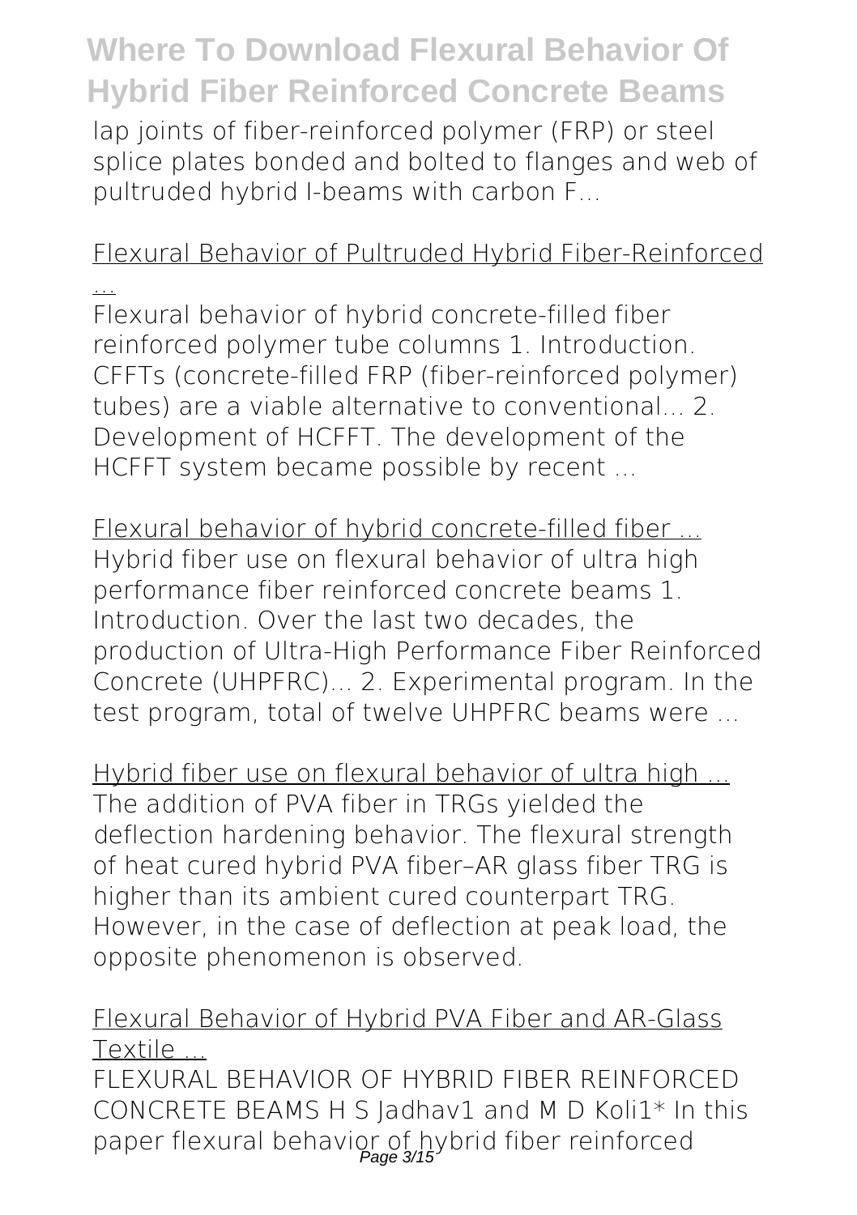lap joints of fiber-reinforced polymer (FRP) or steel splice plates bonded and bolted to flanges and web of pultruded hybrid I-beams with carbon F...

Flexural Behavior of Pultruded Hybrid Fiber-Reinforced ...

Flexural behavior of hybrid concrete-filled fiber reinforced polymer tube columns 1. Introduction. CFFTs (concrete-filled FRP (fiber-reinforced polymer) tubes) are a viable alternative to conventional... 2. Development of HCFFT. The development of the HCFFT system became possible by recent ...

Flexural behavior of hybrid concrete-filled fiber ...

Hybrid fiber use on flexural behavior of ultra high performance fiber reinforced concrete beams 1. Introduction. Over the last two decades, the production of Ultra-High Performance Fiber Reinforced Concrete (UHPFRC)... 2. Experimental program. In the test program, total of twelve UHPFRC beams were ...

Hybrid fiber use on flexural behavior of ultra high ...

The addition of PVA fiber in TRGs yielded the deflection hardening behavior. The flexural strength of heat cured hybrid PVA fiber–AR glass fiber TRG is higher than its ambient cured counterpart TRG. However, in the case of deflection at peak load, the opposite phenomenon is observed.

Flexural Behavior of Hybrid PVA Fiber and AR-Glass Textile ...

FLEXURAL BEHAVIOR OF HYBRID FIBER REINFORCED CONCRETE BEAMS H S Jadhav1 and M D Koli1* In this paper flexural behavior of hybrid fiber reinforced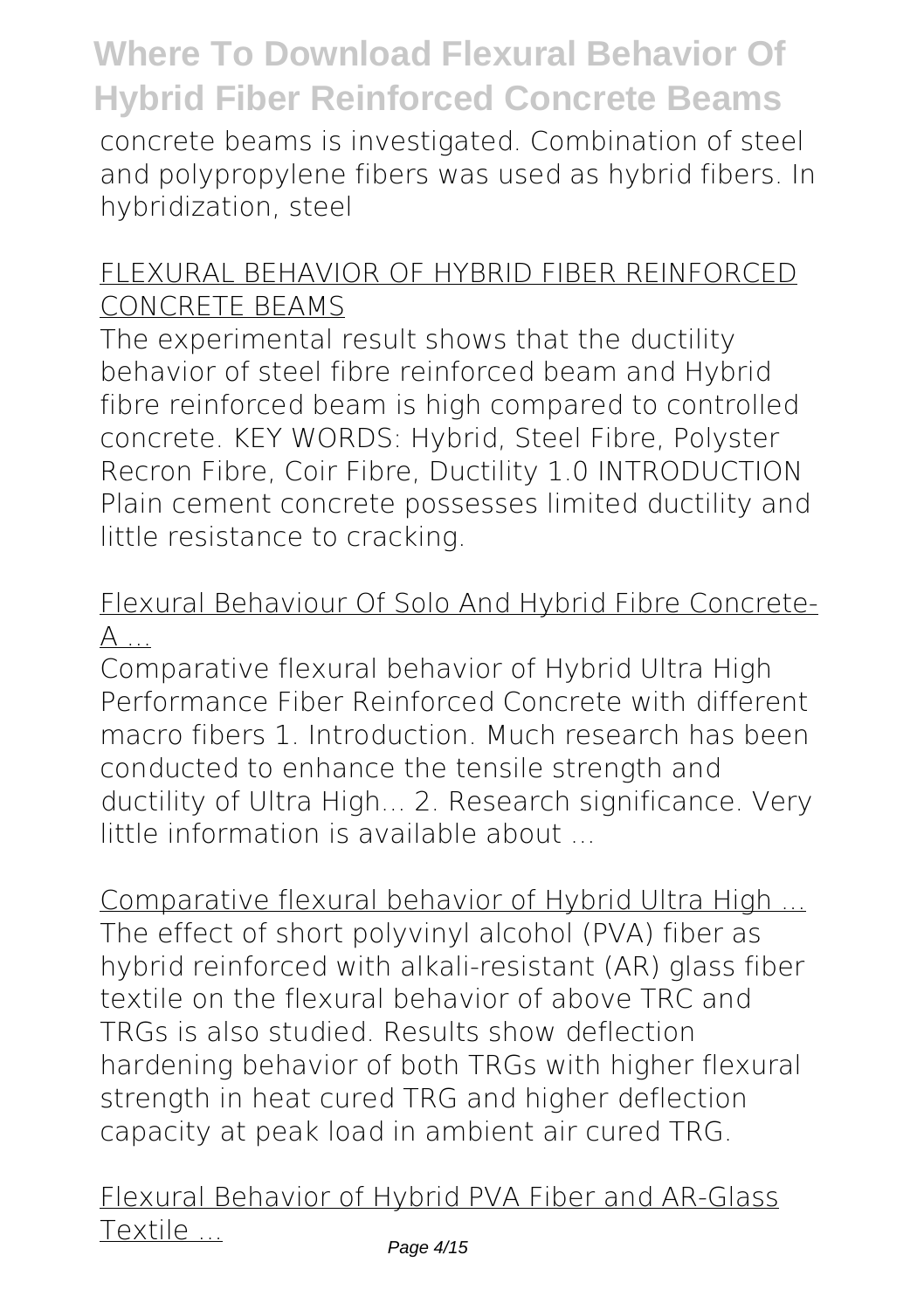concrete beams is investigated. Combination of steel and polypropylene fibers was used as hybrid fibers. In hybridization, steel

## FLEXURAL BEHAVIOR OF HYBRID FIBER REINFORCED CONCRETE BEAMS

The experimental result shows that the ductility behavior of steel fibre reinforced beam and Hybrid fibre reinforced beam is high compared to controlled concrete. KEY WORDS: Hybrid, Steel Fibre, Polyster Recron Fibre, Coir Fibre, Ductility 1.0 INTRODUCTION Plain cement concrete possesses limited ductility and little resistance to cracking.

## Flexural Behaviour Of Solo And Hybrid Fibre Concrete- A ...

Comparative flexural behavior of Hybrid Ultra High Performance Fiber Reinforced Concrete with different macro fibers 1. Introduction. Much research has been conducted to enhance the tensile strength and ductility of Ultra High... 2. Research significance. Very little information is available about ...

## Comparative flexural behavior of Hybrid Ultra High ...

The effect of short polyvinyl alcohol (PVA) fiber as hybrid reinforced with alkali-resistant (AR) glass fiber textile on the flexural behavior of above TRC and TRGs is also studied. Results show deflection hardening behavior of both TRGs with higher flexural strength in heat cured TRG and higher deflection capacity at peak load in ambient air cured TRG.

## Flexural Behavior of Hybrid PVA Fiber and AR-Glass Textile ...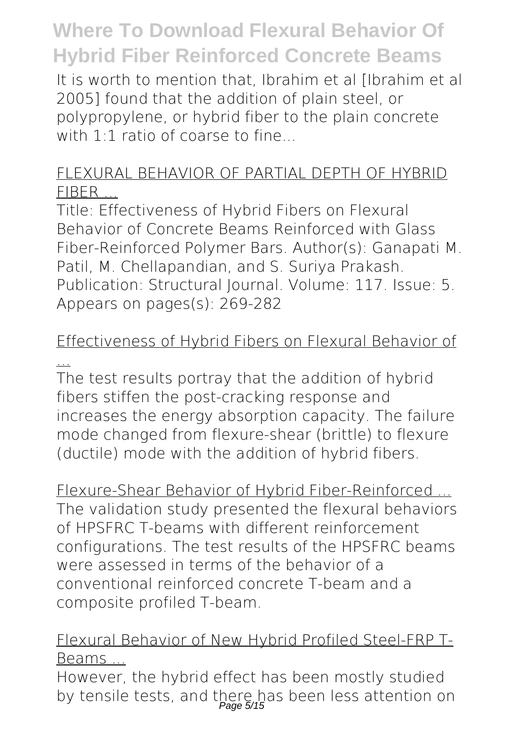It is worth to mention that, Ibrahim et al [Ibrahim et al 2005] found that the addition of plain steel, or polypropylene, or hybrid fiber to the plain concrete with 1:1 ratio of coarse to fine...

FLEXURAL BEHAVIOR OF PARTIAL DEPTH OF HYBRID FIBER ...

Title: Effectiveness of Hybrid Fibers on Flexural Behavior of Concrete Beams Reinforced with Glass Fiber-Reinforced Polymer Bars. Author(s): Ganapati M. Patil, M. Chellapandian, and S. Suriya Prakash. Publication: Structural Journal. Volume: 117. Issue: 5. Appears on pages(s): 269-282

Effectiveness of Hybrid Fibers on Flexural Behavior of ...

The test results portray that the addition of hybrid fibers stiffen the post-cracking response and increases the energy absorption capacity. The failure mode changed from flexure-shear (brittle) to flexure (ductile) mode with the addition of hybrid fibers.

Flexure-Shear Behavior of Hybrid Fiber-Reinforced ...

The validation study presented the flexural behaviors of HPSFRC T-beams with different reinforcement configurations. The test results of the HPSFRC beams were assessed in terms of the behavior of a conventional reinforced concrete T-beam and a composite profiled T-beam.

Flexural Behavior of New Hybrid Profiled Steel-FRP T-Beams ...

However, the hybrid effect has been mostly studied by tensile tests, and there has been less attention on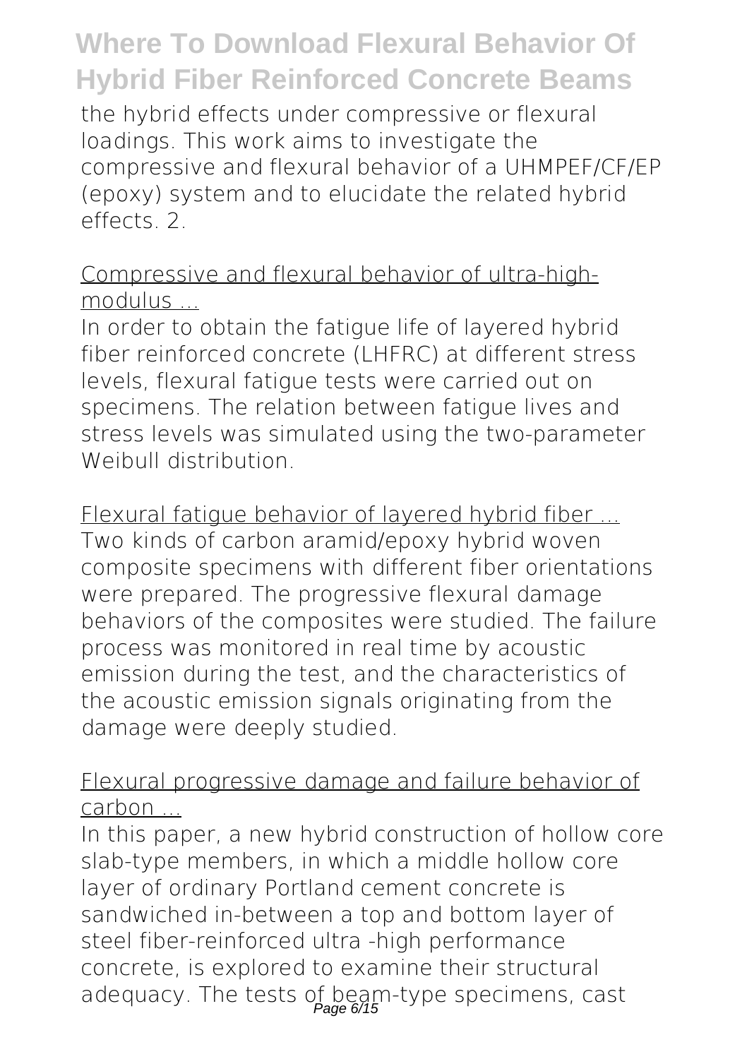the hybrid effects under compressive or flexural loadings. This work aims to investigate the compressive and flexural behavior of a UHMPEF/CF/EP (epoxy) system and to elucidate the related hybrid effects. 2.

Compressive and flexural behavior of ultra-high-modulus ...

In order to obtain the fatigue life of layered hybrid fiber reinforced concrete (LHFRC) at different stress levels, flexural fatigue tests were carried out on specimens. The relation between fatigue lives and stress levels was simulated using the two-parameter Weibull distribution.

Flexural fatigue behavior of layered hybrid fiber ...

Two kinds of carbon aramid/epoxy hybrid woven composite specimens with different fiber orientations were prepared. The progressive flexural damage behaviors of the composites were studied. The failure process was monitored in real time by acoustic emission during the test, and the characteristics of the acoustic emission signals originating from the damage were deeply studied.

Flexural progressive damage and failure behavior of carbon ...

In this paper, a new hybrid construction of hollow core slab-type members, in which a middle hollow core layer of ordinary Portland cement concrete is sandwiched in-between a top and bottom layer of steel fiber-reinforced ultra -high performance concrete, is explored to examine their structural adequacy. The tests of beam-type specimens, cast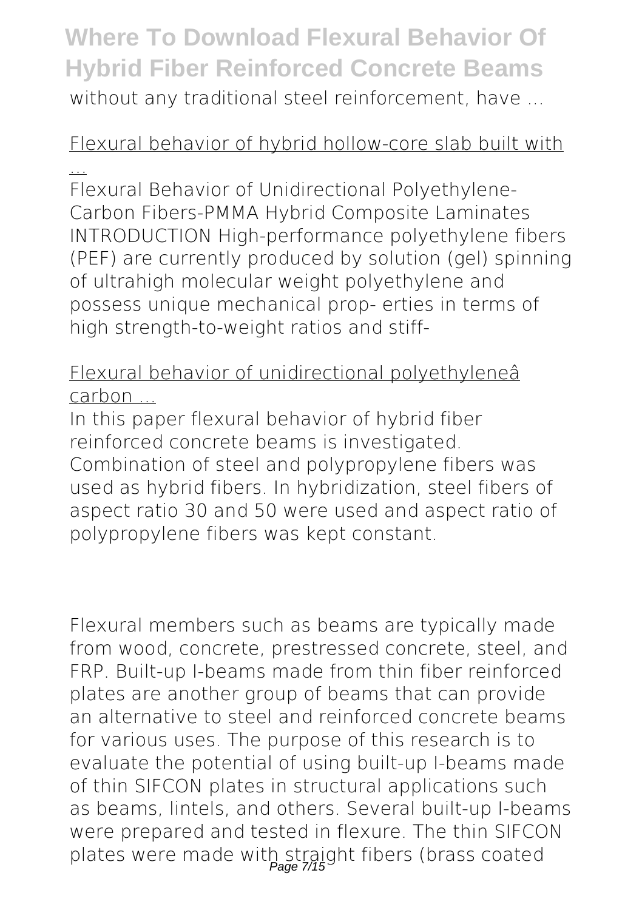without any traditional steel reinforcement, have ...

Flexural behavior of hybrid hollow-core slab built with ...

Flexural Behavior of Unidirectional Polyethylene-Carbon Fibers-PMMA Hybrid Composite Laminates INTRODUCTION High-performance polyethylene fibers (PEF) are currently produced by solution (gel) spinning of ultrahigh molecular weight polyethylene and possess unique mechanical prop- erties in terms of high strength-to-weight ratios and stiff-

Flexural behavior of unidirectional polyethyleneâ carbon ...

In this paper flexural behavior of hybrid fiber reinforced concrete beams is investigated. Combination of steel and polypropylene fibers was used as hybrid fibers. In hybridization, steel fibers of aspect ratio 30 and 50 were used and aspect ratio of polypropylene fibers was kept constant.

Flexural members such as beams are typically made from wood, concrete, prestressed concrete, steel, and FRP. Built-up I-beams made from thin fiber reinforced plates are another group of beams that can provide an alternative to steel and reinforced concrete beams for various uses. The purpose of this research is to evaluate the potential of using built-up I-beams made of thin SIFCON plates in structural applications such as beams, lintels, and others. Several built-up I-beams were prepared and tested in flexure. The thin SIFCON plates were made with straight fibers (brass coated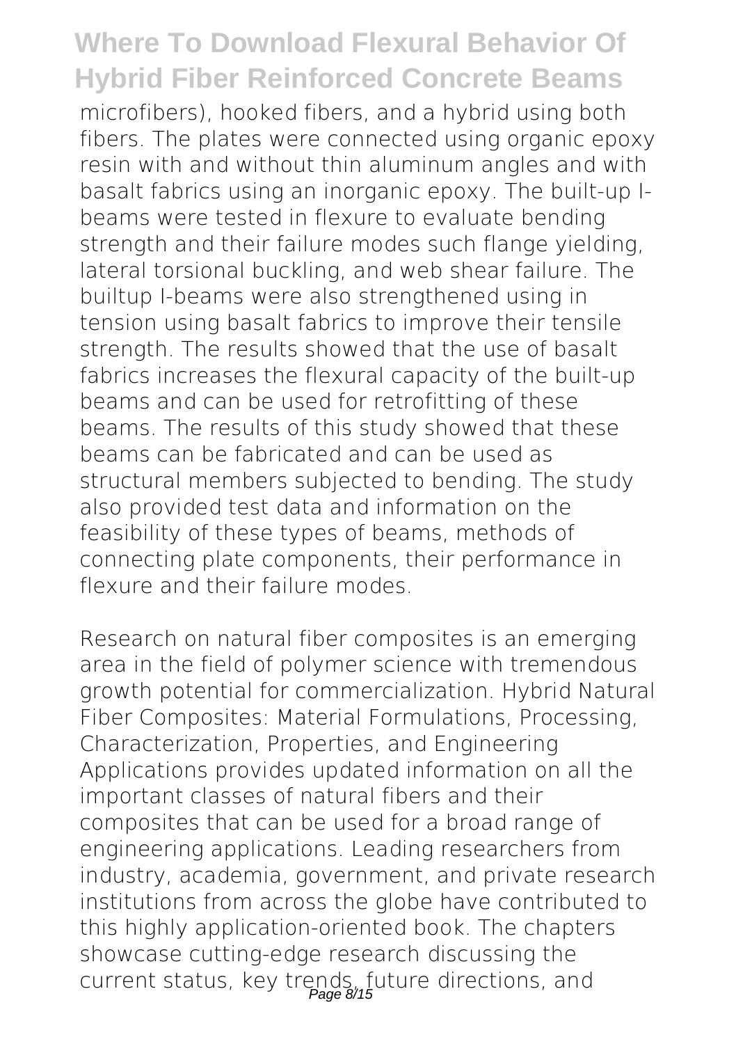microfibers), hooked fibers, and a hybrid using both fibers. The plates were connected using organic epoxy resin with and without thin aluminum angles and with basalt fabrics using an inorganic epoxy. The built-up I-beams were tested in flexure to evaluate bending strength and their failure modes such flange yielding, lateral torsional buckling, and web shear failure. The builtup I-beams were also strengthened using in tension using basalt fabrics to improve their tensile strength. The results showed that the use of basalt fabrics increases the flexural capacity of the built-up beams and can be used for retrofitting of these beams. The results of this study showed that these beams can be fabricated and can be used as structural members subjected to bending. The study also provided test data and information on the feasibility of these types of beams, methods of connecting plate components, their performance in flexure and their failure modes.

Research on natural fiber composites is an emerging area in the field of polymer science with tremendous growth potential for commercialization. Hybrid Natural Fiber Composites: Material Formulations, Processing, Characterization, Properties, and Engineering Applications provides updated information on all the important classes of natural fibers and their composites that can be used for a broad range of engineering applications. Leading researchers from industry, academia, government, and private research institutions from across the globe have contributed to this highly application-oriented book. The chapters showcase cutting-edge research discussing the current status, key trends, future directions, and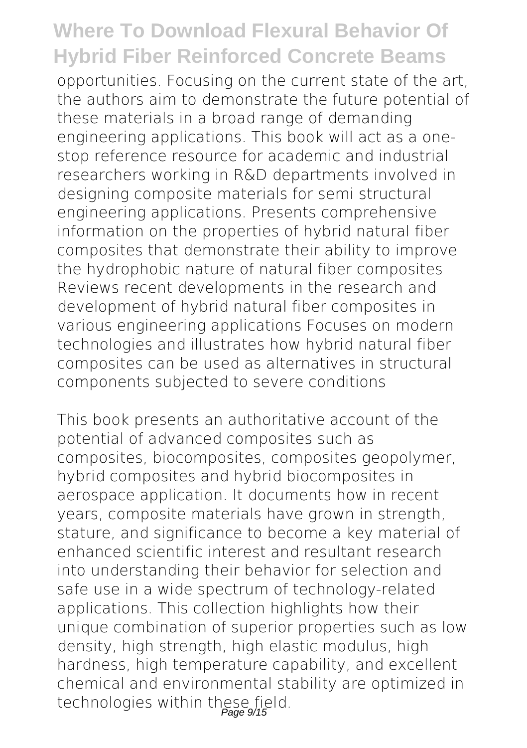opportunities. Focusing on the current state of the art, the authors aim to demonstrate the future potential of these materials in a broad range of demanding engineering applications. This book will act as a one-stop reference resource for academic and industrial researchers working in R&D departments involved in designing composite materials for semi structural engineering applications. Presents comprehensive information on the properties of hybrid natural fiber composites that demonstrate their ability to improve the hydrophobic nature of natural fiber composites Reviews recent developments in the research and development of hybrid natural fiber composites in various engineering applications Focuses on modern technologies and illustrates how hybrid natural fiber composites can be used as alternatives in structural components subjected to severe conditions

This book presents an authoritative account of the potential of advanced composites such as composites, biocomposites, composites geopolymer, hybrid composites and hybrid biocomposites in aerospace application. It documents how in recent years, composite materials have grown in strength, stature, and significance to become a key material of enhanced scientific interest and resultant research into understanding their behavior for selection and safe use in a wide spectrum of technology-related applications. This collection highlights how their unique combination of superior properties such as low density, high strength, high elastic modulus, high hardness, high temperature capability, and excellent chemical and environmental stability are optimized in technologies within these field.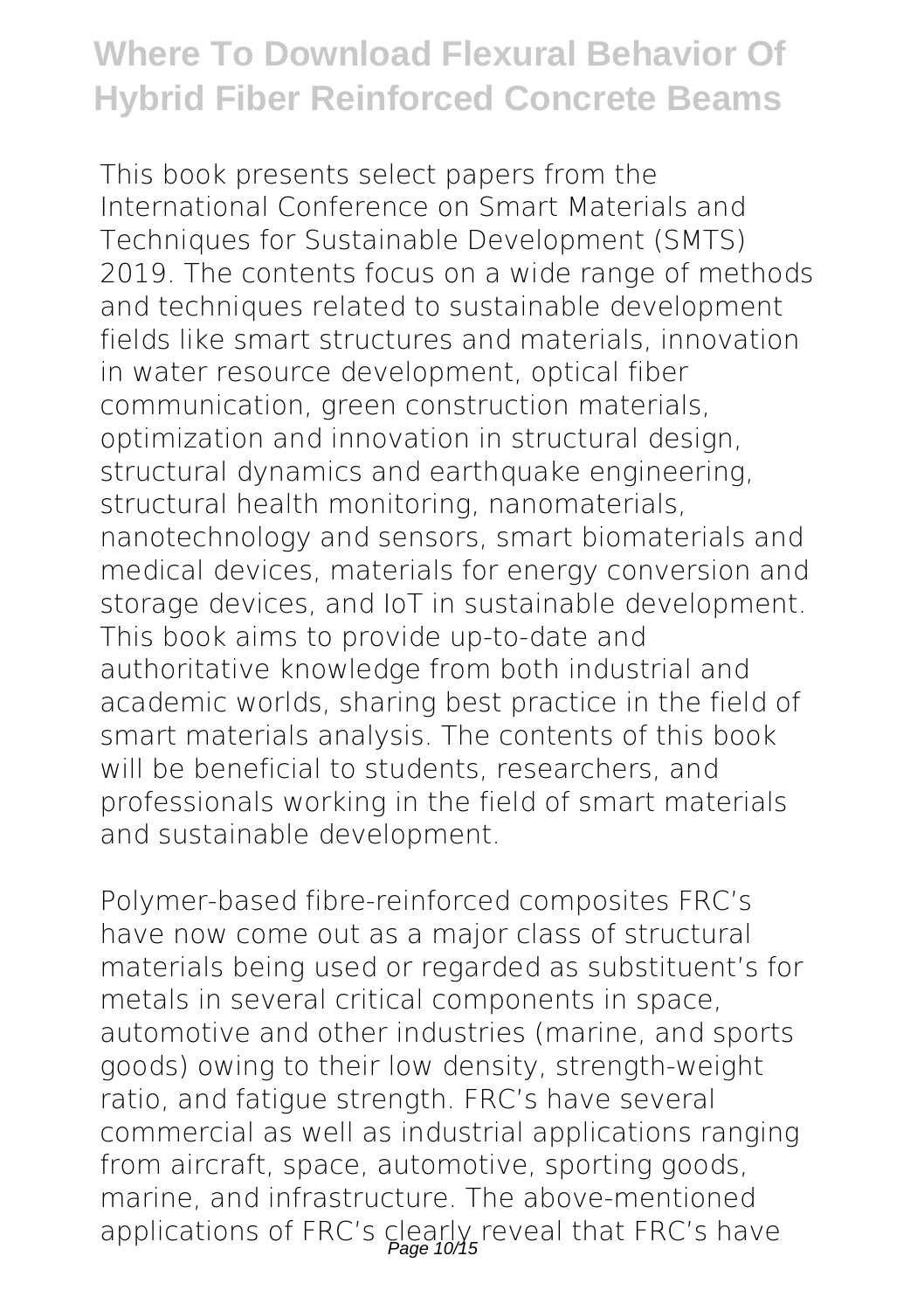This book presents select papers from the International Conference on Smart Materials and Techniques for Sustainable Development (SMTS) 2019. The contents focus on a wide range of methods and techniques related to sustainable development fields like smart structures and materials, innovation in water resource development, optical fiber communication, green construction materials, optimization and innovation in structural design, structural dynamics and earthquake engineering, structural health monitoring, nanomaterials, nanotechnology and sensors, smart biomaterials and medical devices, materials for energy conversion and storage devices, and IoT in sustainable development. This book aims to provide up-to-date and authoritative knowledge from both industrial and academic worlds, sharing best practice in the field of smart materials analysis. The contents of this book will be beneficial to students, researchers, and professionals working in the field of smart materials and sustainable development.

Polymer-based fibre-reinforced composites FRC's have now come out as a major class of structural materials being used or regarded as substituent's for metals in several critical components in space, automotive and other industries (marine, and sports goods) owing to their low density, strength-weight ratio, and fatigue strength. FRC's have several commercial as well as industrial applications ranging from aircraft, space, automotive, sporting goods, marine, and infrastructure. The above-mentioned applications of FRC's clearly reveal that FRC's have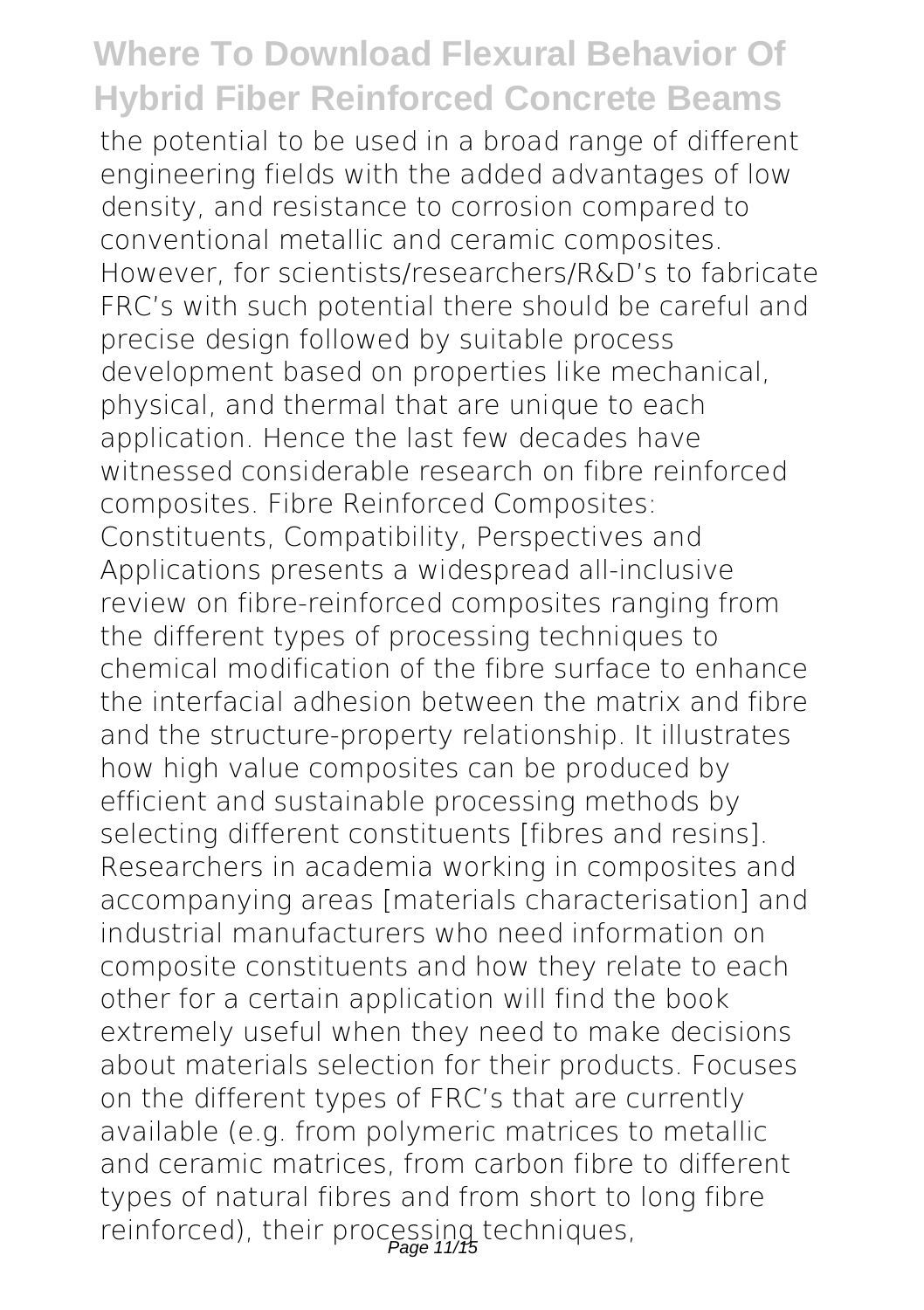the potential to be used in a broad range of different engineering fields with the added advantages of low density, and resistance to corrosion compared to conventional metallic and ceramic composites. However, for scientists/researchers/R&D's to fabricate FRC's with such potential there should be careful and precise design followed by suitable process development based on properties like mechanical, physical, and thermal that are unique to each application. Hence the last few decades have witnessed considerable research on fibre reinforced composites. Fibre Reinforced Composites: Constituents, Compatibility, Perspectives and Applications presents a widespread all-inclusive review on fibre-reinforced composites ranging from the different types of processing techniques to chemical modification of the fibre surface to enhance the interfacial adhesion between the matrix and fibre and the structure-property relationship. It illustrates how high value composites can be produced by efficient and sustainable processing methods by selecting different constituents [fibres and resins]. Researchers in academia working in composites and accompanying areas [materials characterisation] and industrial manufacturers who need information on composite constituents and how they relate to each other for a certain application will find the book extremely useful when they need to make decisions about materials selection for their products. Focuses on the different types of FRC's that are currently available (e.g. from polymeric matrices to metallic and ceramic matrices, from carbon fibre to different types of natural fibres and from short to long fibre reinforced), their processing techniques,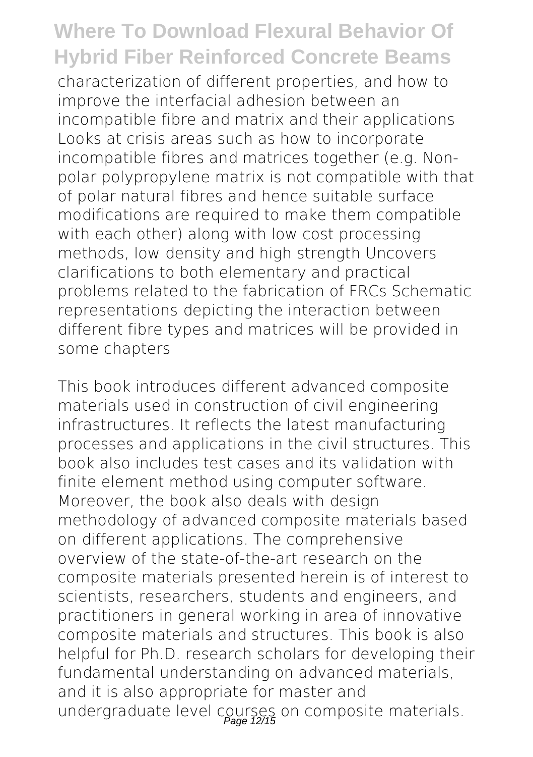characterization of different properties, and how to improve the interfacial adhesion between an incompatible fibre and matrix and their applications Looks at crisis areas such as how to incorporate incompatible fibres and matrices together (e.g. Non-polar polypropylene matrix is not compatible with that of polar natural fibres and hence suitable surface modifications are required to make them compatible with each other) along with low cost processing methods, low density and high strength Uncovers clarifications to both elementary and practical problems related to the fabrication of FRCs Schematic representations depicting the interaction between different fibre types and matrices will be provided in some chapters

This book introduces different advanced composite materials used in construction of civil engineering infrastructures. It reflects the latest manufacturing processes and applications in the civil structures. This book also includes test cases and its validation with finite element method using computer software. Moreover, the book also deals with design methodology of advanced composite materials based on different applications. The comprehensive overview of the state-of-the-art research on the composite materials presented herein is of interest to scientists, researchers, students and engineers, and practitioners in general working in area of innovative composite materials and structures. This book is also helpful for Ph.D. research scholars for developing their fundamental understanding on advanced materials, and it is also appropriate for master and undergraduate level courses on composite materials.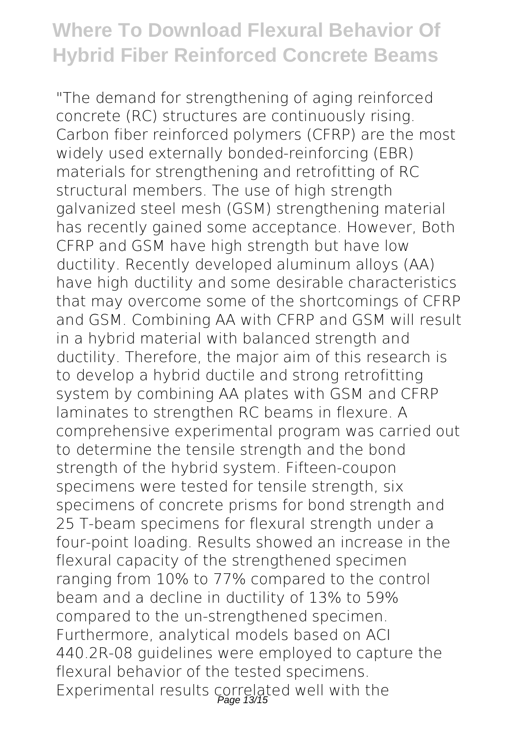"The demand for strengthening of aging reinforced concrete (RC) structures are continuously rising. Carbon fiber reinforced polymers (CFRP) are the most widely used externally bonded-reinforcing (EBR) materials for strengthening and retrofitting of RC structural members. The use of high strength galvanized steel mesh (GSM) strengthening material has recently gained some acceptance. However, Both CFRP and GSM have high strength but have low ductility. Recently developed aluminum alloys (AA) have high ductility and some desirable characteristics that may overcome some of the shortcomings of CFRP and GSM. Combining AA with CFRP and GSM will result in a hybrid material with balanced strength and ductility. Therefore, the major aim of this research is to develop a hybrid ductile and strong retrofitting system by combining AA plates with GSM and CFRP laminates to strengthen RC beams in flexure. A comprehensive experimental program was carried out to determine the tensile strength and the bond strength of the hybrid system. Fifteen-coupon specimens were tested for tensile strength, six specimens of concrete prisms for bond strength and 25 T-beam specimens for flexural strength under a four-point loading. Results showed an increase in the flexural capacity of the strengthened specimen ranging from 10% to 77% compared to the control beam and a decline in ductility of 13% to 59% compared to the un-strengthened specimen. Furthermore, analytical models based on ACI 440.2R-08 guidelines were employed to capture the flexural behavior of the tested specimens. Experimental results correlated well with the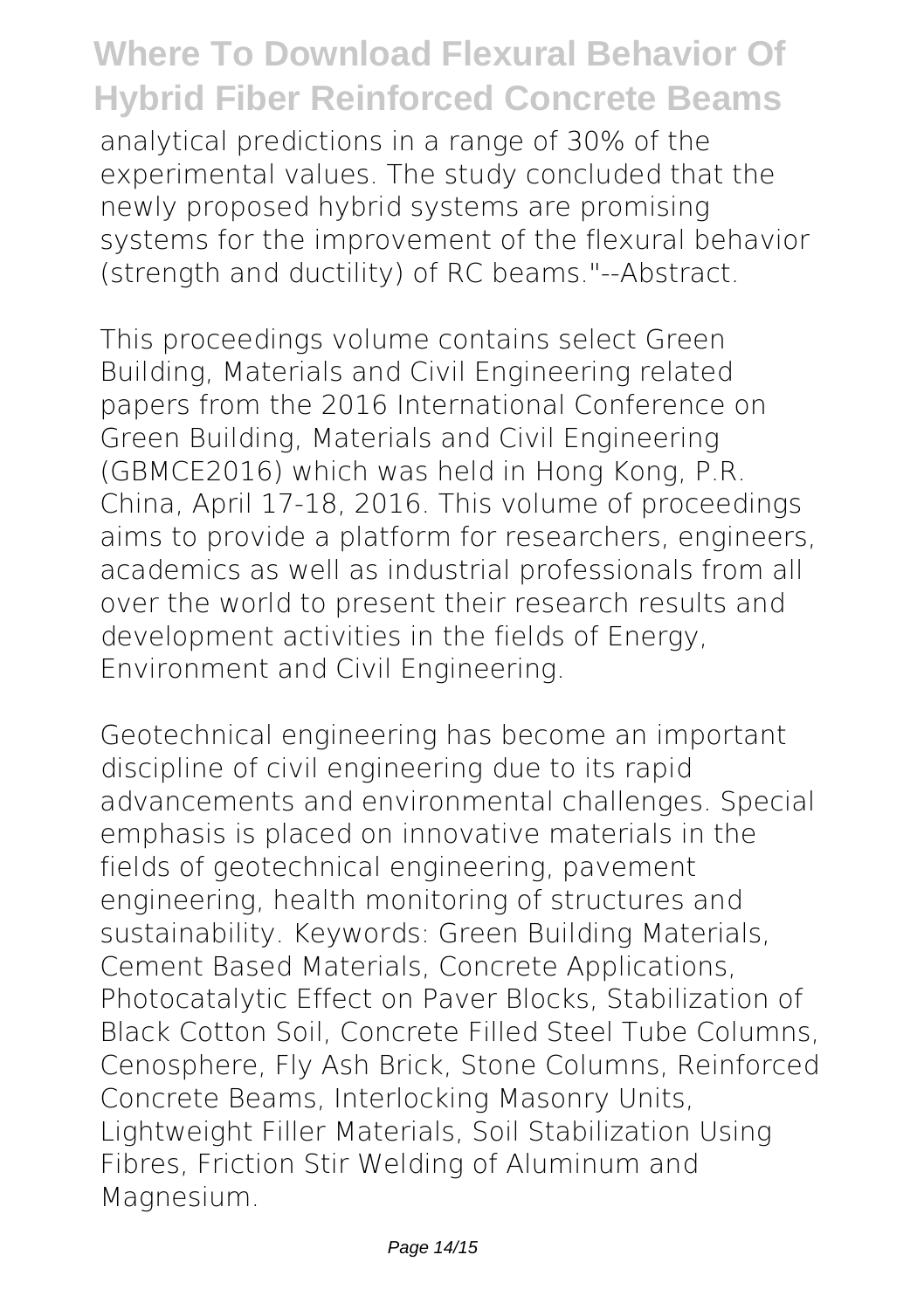analytical predictions in a range of 30% of the experimental values. The study concluded that the newly proposed hybrid systems are promising systems for the improvement of the flexural behavior (strength and ductility) of RC beams."--Abstract.

This proceedings volume contains select Green Building, Materials and Civil Engineering related papers from the 2016 International Conference on Green Building, Materials and Civil Engineering (GBMCE2016) which was held in Hong Kong, P.R. China, April 17-18, 2016. This volume of proceedings aims to provide a platform for researchers, engineers, academics as well as industrial professionals from all over the world to present their research results and development activities in the fields of Energy, Environment and Civil Engineering.

Geotechnical engineering has become an important discipline of civil engineering due to its rapid advancements and environmental challenges. Special emphasis is placed on innovative materials in the fields of geotechnical engineering, pavement engineering, health monitoring of structures and sustainability. Keywords: Green Building Materials, Cement Based Materials, Concrete Applications, Photocatalytic Effect on Paver Blocks, Stabilization of Black Cotton Soil, Concrete Filled Steel Tube Columns, Cenosphere, Fly Ash Brick, Stone Columns, Reinforced Concrete Beams, Interlocking Masonry Units, Lightweight Filler Materials, Soil Stabilization Using Fibres, Friction Stir Welding of Aluminum and Magnesium.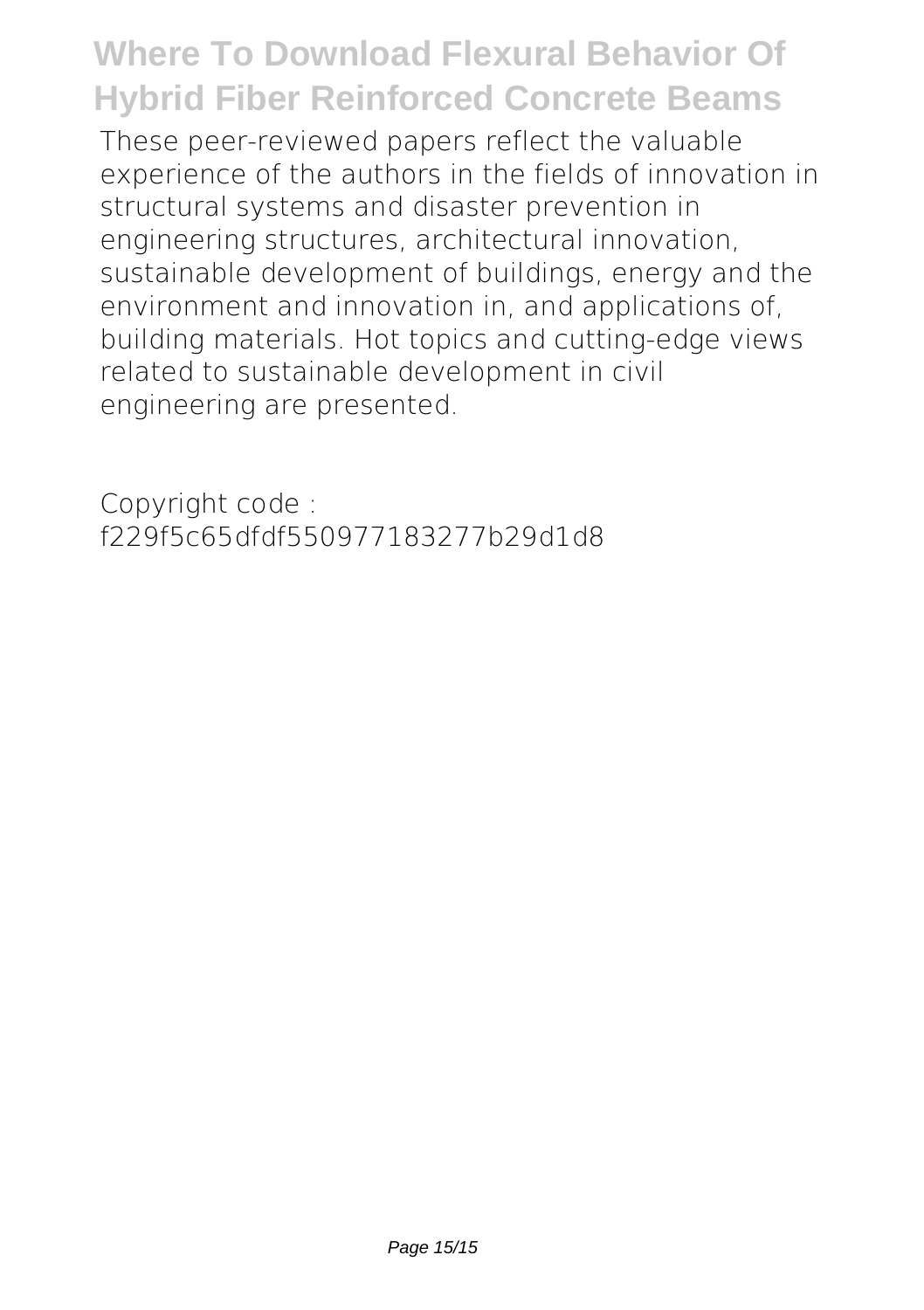These peer-reviewed papers reflect the valuable experience of the authors in the fields of innovation in structural systems and disaster prevention in engineering structures, architectural innovation, sustainable development of buildings, energy and the environment and innovation in, and applications of, building materials. Hot topics and cutting-edge views related to sustainable development in civil engineering are presented.

Copyright code : f229f5c65dfdf550977183277b29d1d8